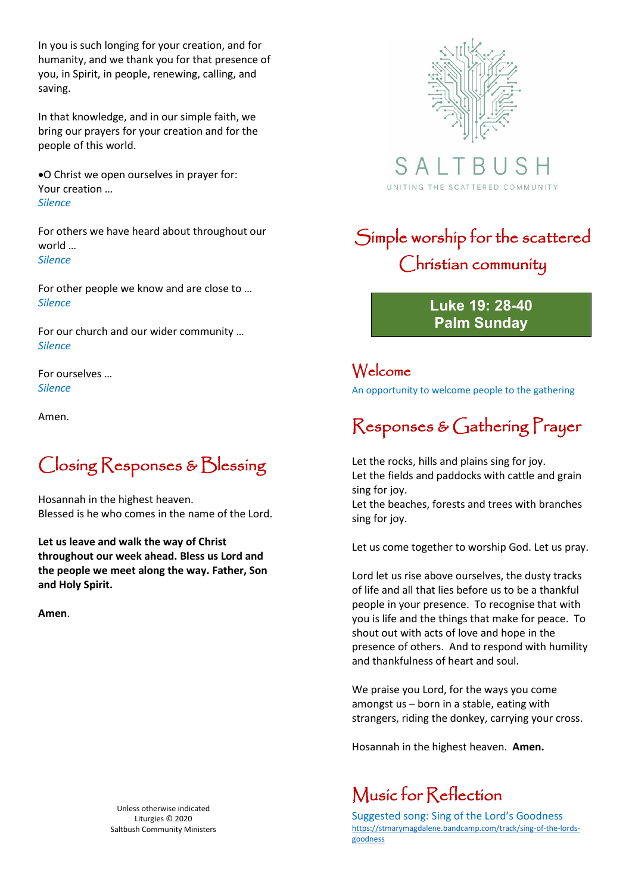SALTBUSH

UNITING THE SCATTERED COMMUNITY

# Simple worship for the scattered Christian community

**Luke 19: 28-40**
**Palm Sunday**

## Welcome

An opportunity to welcome people to the gathering

## Responses & Gathering Prayer

Let the rocks, hills and plains sing for joy.
Let the fields and paddocks with cattle and grain sing for joy.
Let the beaches, forests and trees with branches sing for joy.

Let us come together to worship God. Let us pray.

Lord let us rise above ourselves, the dusty tracks of life and all that lies before us to be a thankful people in your presence. To recognise that with you is life and the things that make for peace. To shout out with acts of love and hope in the presence of others. And to respond with humility and thankfulness of heart and soul.

We praise you Lord, for the ways you come amongst us – born in a stable, eating with strangers, riding the donkey, carrying your cross.

Hosannah in the highest heaven. **Amen.**

## Music for Reflection

Suggested song: Sing of the Lord's Goodness
https://stmarymagdalene.bandcamp.com/track/sing-of-the-lords-goodness

In you is such longing for your creation, and for humanity, and we thank you for that presence of you, in Spirit, in people, renewing, calling, and saving.

In that knowledge, and in our simple faith, we bring our prayers for your creation and for the people of this world.

•O Christ we open ourselves in prayer for:
Your creation …
*Silence*

For others we have heard about throughout our world …
*Silence*

For other people we know and are close to …
*Silence*

For our church and our wider community …
*Silence*

For ourselves …
*Silence*

Amen.

## Closing Responses & Blessing

Hosannah in the highest heaven.
Blessed is he who comes in the name of the Lord.

**Let us leave and walk the way of Christ throughout our week ahead. Bless us Lord and the people we meet along the way. Father, Son and Holy Spirit.**

**Amen**.

Unless otherwise indicated
Liturgies © 2020
Saltbush Community Ministers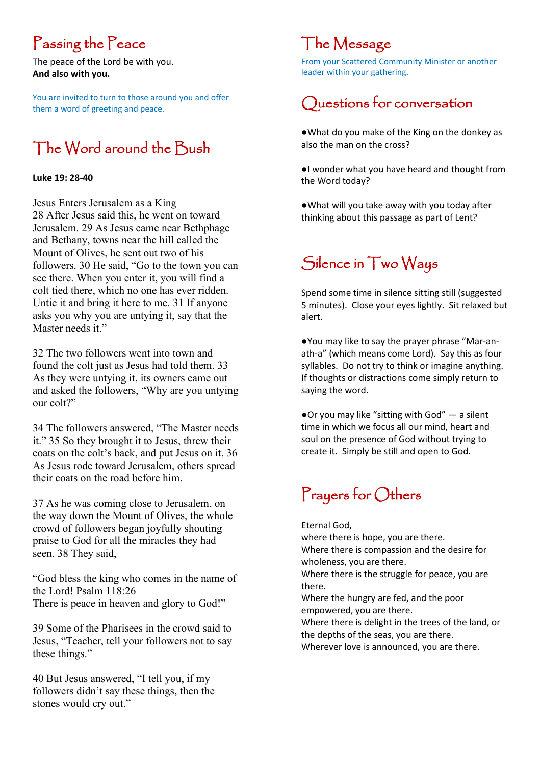## Passing the Peace

The peace of the Lord be with you.
**And also with you.**

You are invited to turn to those around you and offer them a word of greeting and peace.

## The Word around the Bush

**Luke 19: 28-40**

Jesus Enters Jerusalem as a King
28 After Jesus said this, he went on toward Jerusalem. 29 As Jesus came near Bethphage and Bethany, towns near the hill called the Mount of Olives, he sent out two of his followers. 30 He said, "Go to the town you can see there. When you enter it, you will find a colt tied there, which no one has ever ridden. Untie it and bring it here to me. 31 If anyone asks you why you are untying it, say that the Master needs it."

32 The two followers went into town and found the colt just as Jesus had told them. 33 As they were untying it, its owners came out and asked the followers, "Why are you untying our colt?"

34 The followers answered, "The Master needs it." 35 So they brought it to Jesus, threw their coats on the colt's back, and put Jesus on it. 36 As Jesus rode toward Jerusalem, others spread their coats on the road before him.

37 As he was coming close to Jerusalem, on the way down the Mount of Olives, the whole crowd of followers began joyfully shouting praise to God for all the miracles they had seen. 38 They said,

"God bless the king who comes in the name of the Lord! Psalm 118:26
There is peace in heaven and glory to God!"

39 Some of the Pharisees in the crowd said to Jesus, "Teacher, tell your followers not to say these things."

40 But Jesus answered, "I tell you, if my followers didn't say these things, then the stones would cry out."

## The Message

From your Scattered Community Minister or another leader within your gathering.

## Questions for conversation

●What do you make of the King on the donkey as also the man on the cross?

●I wonder what you have heard and thought from the Word today?

●What will you take away with you today after thinking about this passage as part of Lent?

## Silence in Two Ways

Spend some time in silence sitting still (suggested 5 minutes). Close your eyes lightly. Sit relaxed but alert.

●You may like to say the prayer phrase "Mar-an-ath-a" (which means come Lord). Say this as four syllables. Do not try to think or imagine anything. If thoughts or distractions come simply return to saying the word.

●Or you may like "sitting with God" — a silent time in which we focus all our mind, heart and soul on the presence of God without trying to create it. Simply be still and open to God.

## Prayers for Others

Eternal God,
where there is hope, you are there.
Where there is compassion and the desire for wholeness, you are there.
Where there is the struggle for peace, you are there.
Where the hungry are fed, and the poor empowered, you are there.
Where there is delight in the trees of the land, or the depths of the seas, you are there.
Wherever love is announced, you are there.